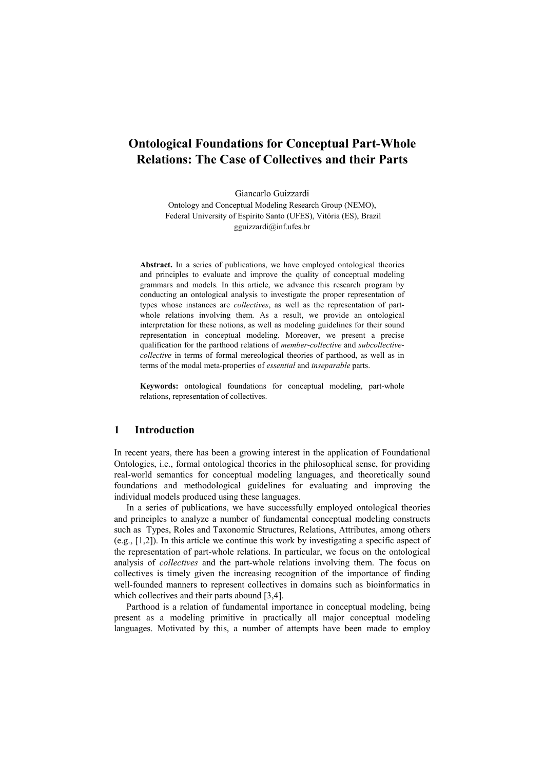# Ontological Foundations for Conceptual Part-Whole Relations: The Case of Collectives and their Parts

Giancarlo Guizzardi

Ontology and Conceptual Modeling Research Group (NEMO),
Federal University of Espírito Santo (UFES), Vitória (ES), Brazil
gguizzardi@inf.ufes.br

**Abstract.** In a series of publications, we have employed ontological theories and principles to evaluate and improve the quality of conceptual modeling grammars and models. In this article, we advance this research program by conducting an ontological analysis to investigate the proper representation of types whose instances are *collectives*, as well as the representation of part-whole relations involving them. As a result, we provide an ontological interpretation for these notions, as well as modeling guidelines for their sound representation in conceptual modeling. Moreover, we present a precise qualification for the parthood relations of *member-collective* and *subcollective-collective* in terms of formal mereological theories of parthood, as well as in terms of the modal meta-properties of *essential* and *inseparable* parts.

**Keywords:** ontological foundations for conceptual modeling, part-whole relations, representation of collectives.

## 1 Introduction

In recent years, there has been a growing interest in the application of Foundational Ontologies, i.e., formal ontological theories in the philosophical sense, for providing real-world semantics for conceptual modeling languages, and theoretically sound foundations and methodological guidelines for evaluating and improving the individual models produced using these languages.

In a series of publications, we have successfully employed ontological theories and principles to analyze a number of fundamental conceptual modeling constructs such as Types, Roles and Taxonomic Structures, Relations, Attributes, among others (e.g., [1,2]). In this article we continue this work by investigating a specific aspect of the representation of part-whole relations. In particular, we focus on the ontological analysis of *collectives* and the part-whole relations involving them. The focus on collectives is timely given the increasing recognition of the importance of finding well-founded manners to represent collectives in domains such as bioinformatics in which collectives and their parts abound [3,4].

Parthood is a relation of fundamental importance in conceptual modeling, being present as a modeling primitive in practically all major conceptual modeling languages. Motivated by this, a number of attempts have been made to employ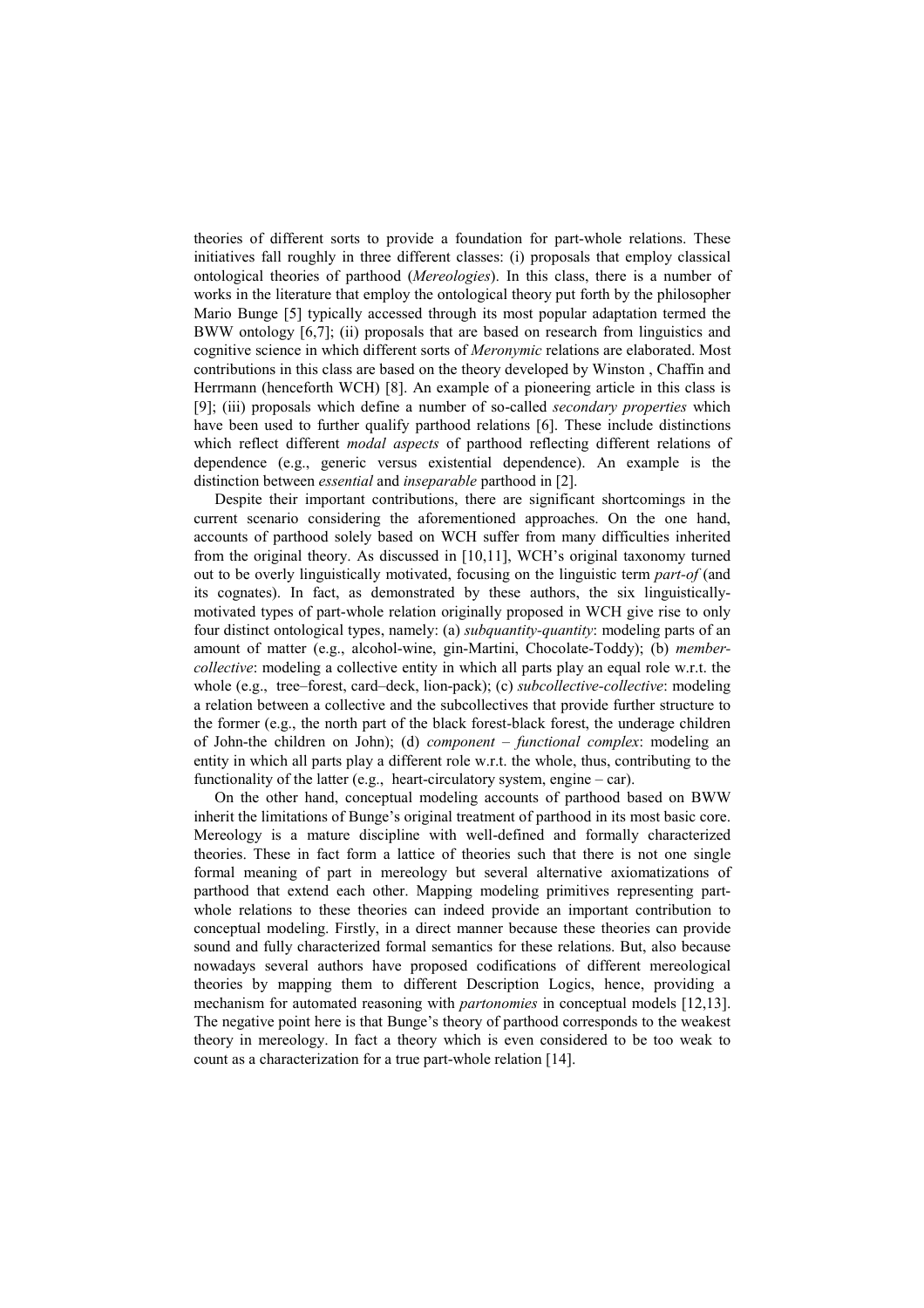theories of different sorts to provide a foundation for part-whole relations. These initiatives fall roughly in three different classes: (i) proposals that employ classical ontological theories of parthood (*Mereologies*). In this class, there is a number of works in the literature that employ the ontological theory put forth by the philosopher Mario Bunge [5] typically accessed through its most popular adaptation termed the BWW ontology [6,7]; (ii) proposals that are based on research from linguistics and cognitive science in which different sorts of *Meronymic* relations are elaborated. Most contributions in this class are based on the theory developed by Winston , Chaffin and Herrmann (henceforth WCH) [8]. An example of a pioneering article in this class is [9]; (iii) proposals which define a number of so-called *secondary properties* which have been used to further qualify parthood relations [6]. These include distinctions which reflect different *modal aspects* of parthood reflecting different relations of dependence (e.g., generic versus existential dependence). An example is the distinction between *essential* and *inseparable* parthood in [2].

Despite their important contributions, there are significant shortcomings in the current scenario considering the aforementioned approaches. On the one hand, accounts of parthood solely based on WCH suffer from many difficulties inherited from the original theory. As discussed in [10,11], WCH's original taxonomy turned out to be overly linguistically motivated, focusing on the linguistic term *part-of* (and its cognates). In fact, as demonstrated by these authors, the six linguistically-motivated types of part-whole relation originally proposed in WCH give rise to only four distinct ontological types, namely: (a) *subquantity-quantity*: modeling parts of an amount of matter (e.g., alcohol-wine, gin-Martini, Chocolate-Toddy); (b) *member-collective*: modeling a collective entity in which all parts play an equal role w.r.t. the whole (e.g., tree–forest, card–deck, lion-pack); (c) *subcollective-collective*: modeling a relation between a collective and the subcollectives that provide further structure to the former (e.g., the north part of the black forest-black forest, the underage children of John-the children on John); (d) *component – functional complex*: modeling an entity in which all parts play a different role w.r.t. the whole, thus, contributing to the functionality of the latter (e.g., heart-circulatory system, engine – car).

On the other hand, conceptual modeling accounts of parthood based on BWW inherit the limitations of Bunge's original treatment of parthood in its most basic core. Mereology is a mature discipline with well-defined and formally characterized theories. These in fact form a lattice of theories such that there is not one single formal meaning of part in mereology but several alternative axiomatizations of parthood that extend each other. Mapping modeling primitives representing part-whole relations to these theories can indeed provide an important contribution to conceptual modeling. Firstly, in a direct manner because these theories can provide sound and fully characterized formal semantics for these relations. But, also because nowadays several authors have proposed codifications of different mereological theories by mapping them to different Description Logics, hence, providing a mechanism for automated reasoning with *partonomies* in conceptual models [12,13]. The negative point here is that Bunge's theory of parthood corresponds to the weakest theory in mereology. In fact a theory which is even considered to be too weak to count as a characterization for a true part-whole relation [14].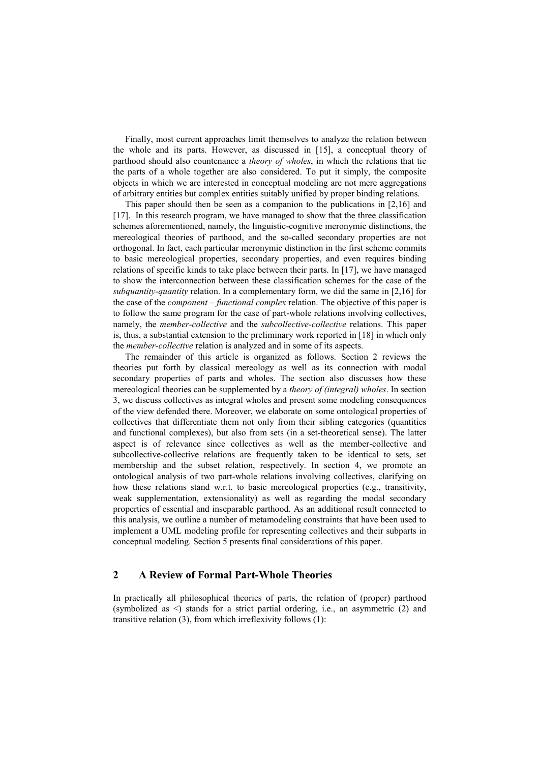Finally, most current approaches limit themselves to analyze the relation between the whole and its parts. However, as discussed in [15], a conceptual theory of parthood should also countenance a *theory of wholes*, in which the relations that tie the parts of a whole together are also considered. To put it simply, the composite objects in which we are interested in conceptual modeling are not mere aggregations of arbitrary entities but complex entities suitably unified by proper binding relations.

This paper should then be seen as a companion to the publications in [2,16] and [17]. In this research program, we have managed to show that the three classification schemes aforementioned, namely, the linguistic-cognitive meronymic distinctions, the mereological theories of parthood, and the so-called secondary properties are not orthogonal. In fact, each particular meronymic distinction in the first scheme commits to basic mereological properties, secondary properties, and even requires binding relations of specific kinds to take place between their parts. In [17], we have managed to show the interconnection between these classification schemes for the case of the *subquantity-quantity* relation. In a complementary form, we did the same in [2,16] for the case of the *component – functional complex* relation. The objective of this paper is to follow the same program for the case of part-whole relations involving collectives, namely, the *member-collective* and the *subcollective-collective* relations. This paper is, thus, a substantial extension to the preliminary work reported in [18] in which only the *member-collective* relation is analyzed and in some of its aspects.

The remainder of this article is organized as follows. Section 2 reviews the theories put forth by classical mereology as well as its connection with modal secondary properties of parts and wholes. The section also discusses how these mereological theories can be supplemented by a *theory of (integral) wholes*. In section 3, we discuss collectives as integral wholes and present some modeling consequences of the view defended there. Moreover, we elaborate on some ontological properties of collectives that differentiate them not only from their sibling categories (quantities and functional complexes), but also from sets (in a set-theoretical sense). The latter aspect is of relevance since collectives as well as the member-collective and subcollective-collective relations are frequently taken to be identical to sets, set membership and the subset relation, respectively. In section 4, we promote an ontological analysis of two part-whole relations involving collectives, clarifying on how these relations stand w.r.t. to basic mereological properties (e.g., transitivity, weak supplementation, extensionality) as well as regarding the modal secondary properties of essential and inseparable parthood. As an additional result connected to this analysis, we outline a number of metamodeling constraints that have been used to implement a UML modeling profile for representing collectives and their subparts in conceptual modeling. Section 5 presents final considerations of this paper.

## 2 A Review of Formal Part-Whole Theories

In practically all philosophical theories of parts, the relation of (proper) parthood (symbolized as $<$) stands for a strict partial ordering, i.e., an asymmetric (2) and transitive relation (3), from which irreflexivity follows (1):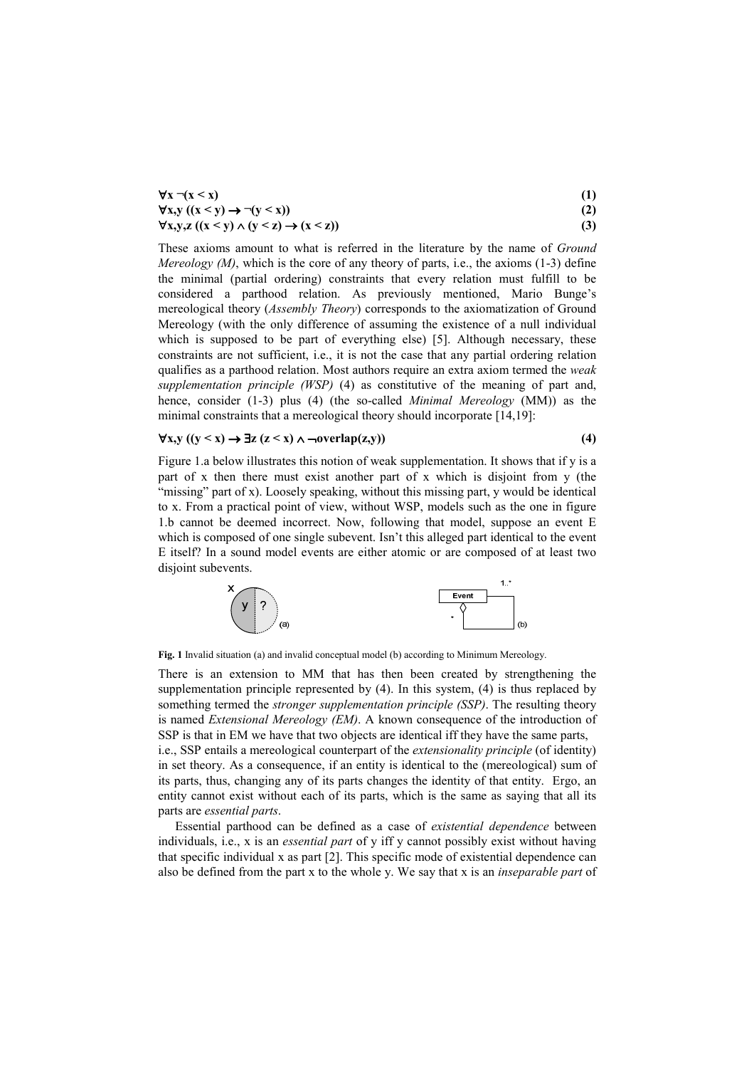$$\forall x\ \neg(x < x) \tag{1}$$

$$\forall x,y\ ((x < y) \rightarrow \neg(y < x)) \tag{2}$$

$$\forall x,y,z\ ((x < y) \land (y < z) \rightarrow (x < z)) \tag{3}$$

These axioms amount to what is referred in the literature by the name of *Ground Mereology (M)*, which is the core of any theory of parts, i.e., the axioms (1-3) define the minimal (partial ordering) constraints that every relation must fulfill to be considered a parthood relation. As previously mentioned, Mario Bunge's mereological theory (*Assembly Theory*) corresponds to the axiomatization of Ground Mereology (with the only difference of assuming the existence of a null individual which is supposed to be part of everything else) [5]. Although necessary, these constraints are not sufficient, i.e., it is not the case that any partial ordering relation qualifies as a parthood relation. Most authors require an extra axiom termed the *weak supplementation principle (WSP)* (4) as constitutive of the meaning of part and, hence, consider (1-3) plus (4) (the so-called *Minimal Mereology* (MM)) as the minimal constraints that a mereological theory should incorporate [14,19]:

$$\forall x,y\ ((y < x) \rightarrow \exists z\ (z < x) \land \neg overlap(z,y)) \tag{4}$$

Figure 1.a below illustrates this notion of weak supplementation. It shows that if y is a part of x then there must exist another part of x which is disjoint from y (the "missing" part of x). Loosely speaking, without this missing part, y would be identical to x. From a practical point of view, without WSP, models such as the one in figure 1.b cannot be deemed incorrect. Now, following that model, suppose an event E which is composed of one single subevent. Isn't this alleged part identical to the event E itself? In a sound model events are either atomic or are composed of at least two disjoint subevents.

**Fig. 1** Invalid situation (a) and invalid conceptual model (b) according to Minimum Mereology.

There is an extension to MM that has then been created by strengthening the supplementation principle represented by (4). In this system, (4) is thus replaced by something termed the *stronger supplementation principle (SSP)*. The resulting theory is named *Extensional Mereology (EM)*. A known consequence of the introduction of SSP is that in EM we have that two objects are identical iff they have the same parts, i.e., SSP entails a mereological counterpart of the *extensionality principle* (of identity) in set theory. As a consequence, if an entity is identical to the (mereological) sum of its parts, thus, changing any of its parts changes the identity of that entity. Ergo, an entity cannot exist without each of its parts, which is the same as saying that all its parts are *essential parts*.

Essential parthood can be defined as a case of *existential dependence* between individuals, i.e., x is an *essential part* of y iff y cannot possibly exist without having that specific individual x as part [2]. This specific mode of existential dependence can also be defined from the part x to the whole y. We say that x is an *inseparable part* of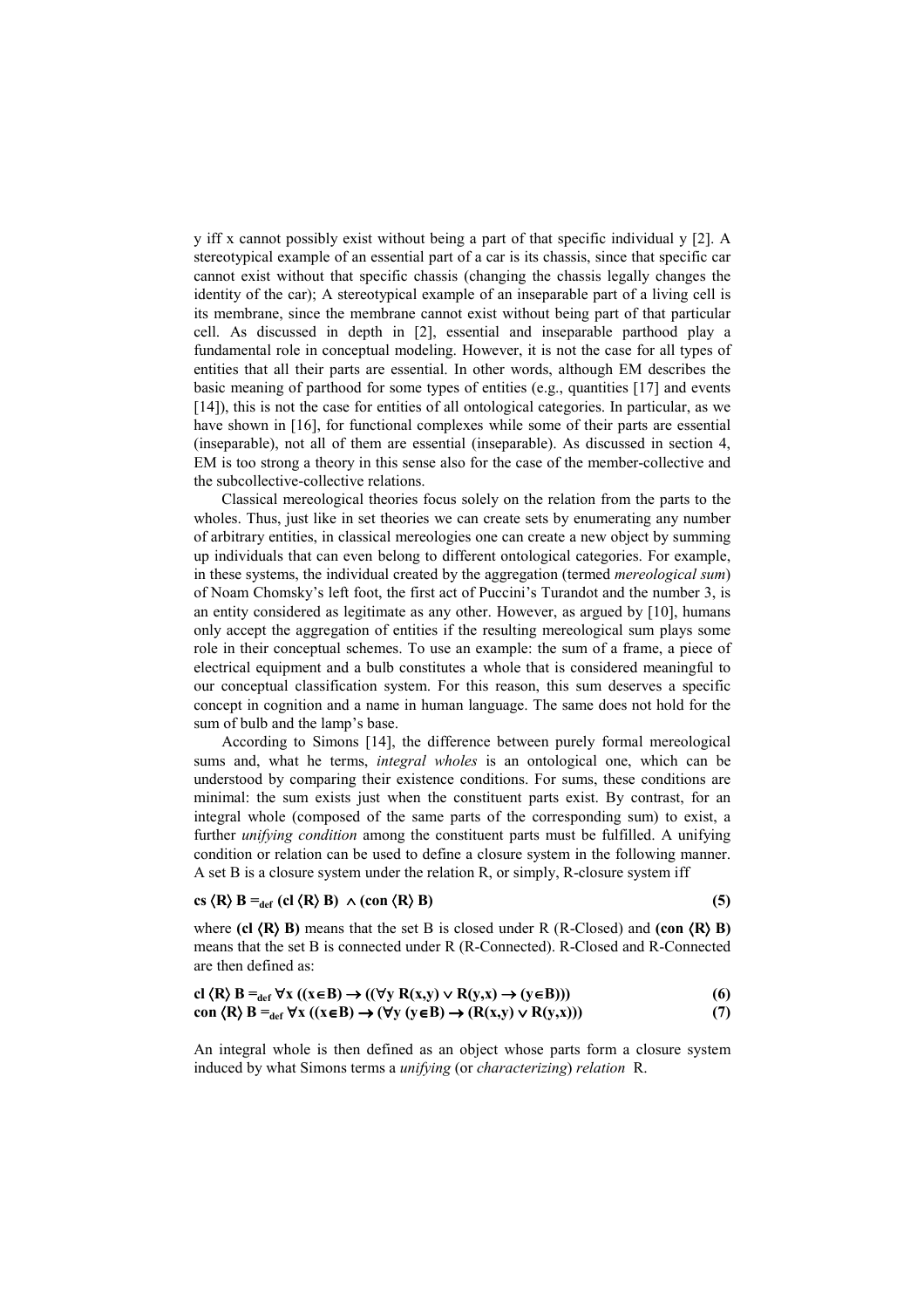y iff x cannot possibly exist without being a part of that specific individual y [2]. A stereotypical example of an essential part of a car is its chassis, since that specific car cannot exist without that specific chassis (changing the chassis legally changes the identity of the car); A stereotypical example of an inseparable part of a living cell is its membrane, since the membrane cannot exist without being part of that particular cell. As discussed in depth in [2], essential and inseparable parthood play a fundamental role in conceptual modeling. However, it is not the case for all types of entities that all their parts are essential. In other words, although EM describes the basic meaning of parthood for some types of entities (e.g., quantities [17] and events [14]), this is not the case for entities of all ontological categories. In particular, as we have shown in [16], for functional complexes while some of their parts are essential (inseparable), not all of them are essential (inseparable). As discussed in section 4, EM is too strong a theory in this sense also for the case of the member-collective and the subcollective-collective relations.

Classical mereological theories focus solely on the relation from the parts to the wholes. Thus, just like in set theories we can create sets by enumerating any number of arbitrary entities, in classical mereologies one can create a new object by summing up individuals that can even belong to different ontological categories. For example, in these systems, the individual created by the aggregation (termed *mereological sum*) of Noam Chomsky's left foot, the first act of Puccini's Turandot and the number 3, is an entity considered as legitimate as any other. However, as argued by [10], humans only accept the aggregation of entities if the resulting mereological sum plays some role in their conceptual schemes. To use an example: the sum of a frame, a piece of electrical equipment and a bulb constitutes a whole that is considered meaningful to our conceptual classification system. For this reason, this sum deserves a specific concept in cognition and a name in human language. The same does not hold for the sum of bulb and the lamp's base.

According to Simons [14], the difference between purely formal mereological sums and, what he terms, *integral wholes* is an ontological one, which can be understood by comparing their existence conditions. For sums, these conditions are minimal: the sum exists just when the constituent parts exist. By contrast, for an integral whole (composed of the same parts of the corresponding sum) to exist, a further *unifying condition* among the constituent parts must be fulfilled. A unifying condition or relation can be used to define a closure system in the following manner. A set B is a closure system under the relation R, or simply, R-closure system iff

$$\mathbf{cs}\,\langle \mathbf{R}\rangle\,\mathbf{B} =_{\mathbf{def}} (\mathbf{cl}\,\langle \mathbf{R}\rangle\,\mathbf{B}) \wedge (\mathbf{con}\,\langle \mathbf{R}\rangle\,\mathbf{B}) \qquad (5)$$

where **(cl ⟨R⟩ B)** means that the set B is closed under R (R-Closed) and **(con ⟨R⟩ B)** means that the set B is connected under R (R-Connected). R-Closed and R-Connected are then defined as:

$$\mathbf{cl}\,\langle \mathbf{R}\rangle\,\mathbf{B} =_{\mathbf{def}} \forall x\,((x \in B) \rightarrow ((\forall y\; R(x,y) \vee R(y,x) \rightarrow (y \in B))) \qquad (6)$$

$$\mathbf{con}\,\langle \mathbf{R}\rangle\,\mathbf{B} =_{\mathbf{def}} \forall x\,((x \in B) \rightarrow (\forall y\; (y \in B) \rightarrow (R(x,y) \vee R(y,x))) \qquad (7)$$

An integral whole is then defined as an object whose parts form a closure system induced by what Simons terms a *unifying* (or *characterizing*) *relation* R.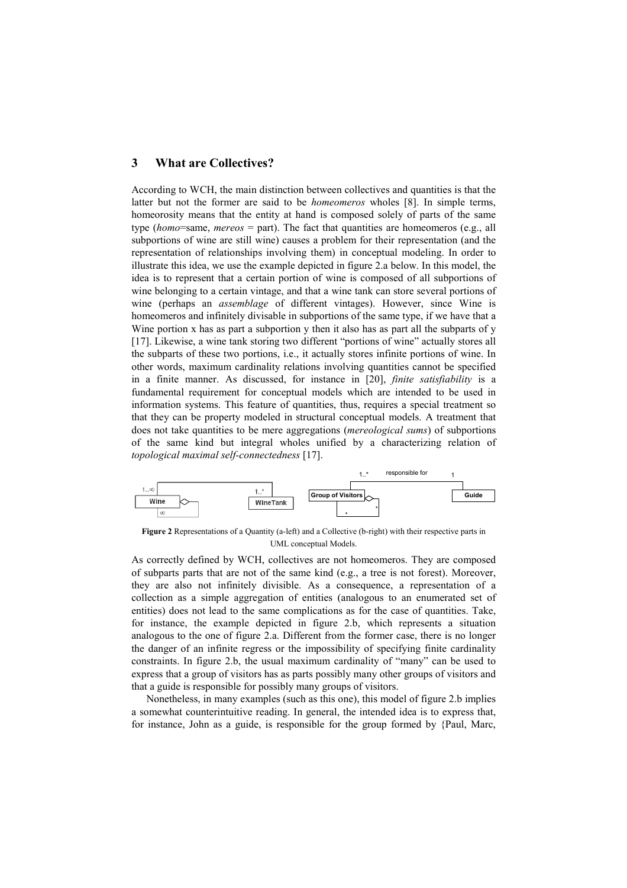## 3 What are Collectives?

According to WCH, the main distinction between collectives and quantities is that the latter but not the former are said to be *homeomeros* wholes [8]. In simple terms, homeorosity means that the entity at hand is composed solely of parts of the same type (*homo*=same, *mereos* = part). The fact that quantities are homeomeros (e.g., all subportions of wine are still wine) causes a problem for their representation (and the representation of relationships involving them) in conceptual modeling. In order to illustrate this idea, we use the example depicted in figure 2.a below. In this model, the idea is to represent that a certain portion of wine is composed of all subportions of wine belonging to a certain vintage, and that a wine tank can store several portions of wine (perhaps an *assemblage* of different vintages). However, since Wine is homeomeros and infinitely divisable in subportions of the same type, if we have that a Wine portion x has as part a subportion y then it also has as part all the subparts of y [17]. Likewise, a wine tank storing two different "portions of wine" actually stores all the subparts of these two portions, i.e., it actually stores infinite portions of wine. In other words, maximum cardinality relations involving quantities cannot be specified in a finite manner. As discussed, for instance in [20], *finite satisfiability* is a fundamental requirement for conceptual models which are intended to be used in information systems. This feature of quantities, thus, requires a special treatment so that they can be property modeled in structural conceptual models. A treatment that does not take quantities to be mere aggregations (*mereological sums*) of subportions of the same kind but integral wholes unified by a characterizing relation of *topological maximal self-connectedness* [17].

**Figure 2** Representations of a Quantity (a-left) and a Collective (b-right) with their respective parts in UML conceptual Models.

As correctly defined by WCH, collectives are not homeomeros. They are composed of subparts parts that are not of the same kind (e.g., a tree is not forest). Moreover, they are also not infinitely divisible. As a consequence, a representation of a collection as a simple aggregation of entities (analogous to an enumerated set of entities) does not lead to the same complications as for the case of quantities. Take, for instance, the example depicted in figure 2.b, which represents a situation analogous to the one of figure 2.a. Different from the former case, there is no longer the danger of an infinite regress or the impossibility of specifying finite cardinality constraints. In figure 2.b, the usual maximum cardinality of "many" can be used to express that a group of visitors has as parts possibly many other groups of visitors and that a guide is responsible for possibly many groups of visitors.

Nonetheless, in many examples (such as this one), this model of figure 2.b implies a somewhat counterintuitive reading. In general, the intended idea is to express that, for instance, John as a guide, is responsible for the group formed by {Paul, Marc,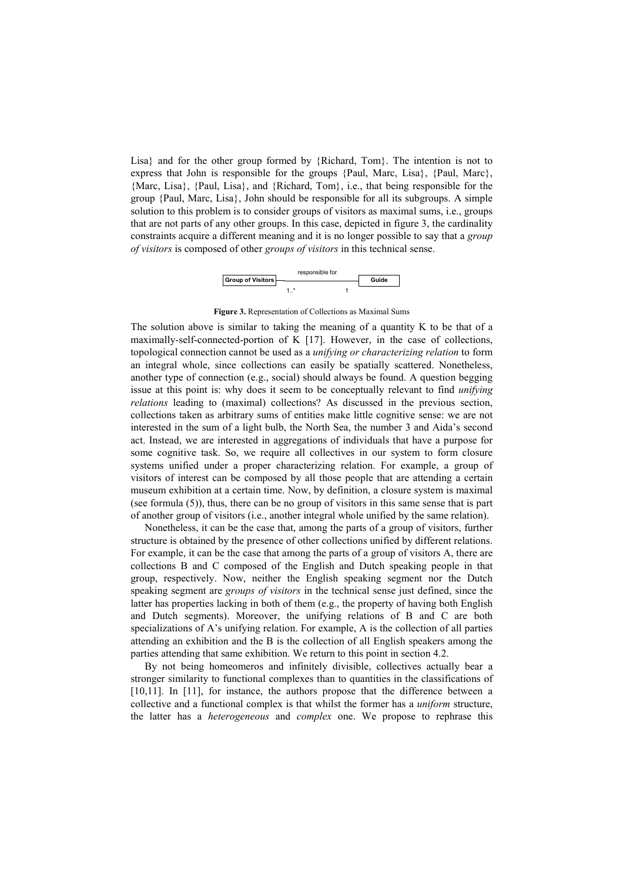Lisa} and for the other group formed by {Richard, Tom}. The intention is not to express that John is responsible for the groups {Paul, Marc, Lisa}, {Paul, Marc}, {Marc, Lisa}, {Paul, Lisa}, and {Richard, Tom}, i.e., that being responsible for the group {Paul, Marc, Lisa}, John should be responsible for all its subgroups. A simple solution to this problem is to consider groups of visitors as maximal sums, i.e., groups that are not parts of any other groups. In this case, depicted in figure 3, the cardinality constraints acquire a different meaning and it is no longer possible to say that a *group of visitors* is composed of other *groups of visitors* in this technical sense.

Group of Visitors

responsible for

1..*

1

Guide

**Figure 3.** Representation of Collections as Maximal Sums

The solution above is similar to taking the meaning of a quantity K to be that of a maximally-self-connected-portion of K [17]. However, in the case of collections, topological connection cannot be used as a *unifying or characterizing relation* to form an integral whole, since collections can easily be spatially scattered. Nonetheless, another type of connection (e.g., social) should always be found. A question begging issue at this point is: why does it seem to be conceptually relevant to find *unifying relations* leading to (maximal) collections? As discussed in the previous section, collections taken as arbitrary sums of entities make little cognitive sense: we are not interested in the sum of a light bulb, the North Sea, the number 3 and Aida's second act. Instead, we are interested in aggregations of individuals that have a purpose for some cognitive task. So, we require all collectives in our system to form closure systems unified under a proper characterizing relation. For example, a group of visitors of interest can be composed by all those people that are attending a certain museum exhibition at a certain time. Now, by definition, a closure system is maximal (see formula (5)), thus, there can be no group of visitors in this same sense that is part of another group of visitors (i.e., another integral whole unified by the same relation).

Nonetheless, it can be the case that, among the parts of a group of visitors, further structure is obtained by the presence of other collections unified by different relations. For example, it can be the case that among the parts of a group of visitors A, there are collections B and C composed of the English and Dutch speaking people in that group, respectively. Now, neither the English speaking segment nor the Dutch speaking segment are *groups of visitors* in the technical sense just defined, since the latter has properties lacking in both of them (e.g., the property of having both English and Dutch segments). Moreover, the unifying relations of B and C are both specializations of A's unifying relation. For example, A is the collection of all parties attending an exhibition and the B is the collection of all English speakers among the parties attending that same exhibition. We return to this point in section 4.2.

By not being homeomeros and infinitely divisible, collectives actually bear a stronger similarity to functional complexes than to quantities in the classifications of [10,11]. In [11], for instance, the authors propose that the difference between a collective and a functional complex is that whilst the former has a *uniform* structure, the latter has a *heterogeneous* and *complex* one. We propose to rephrase this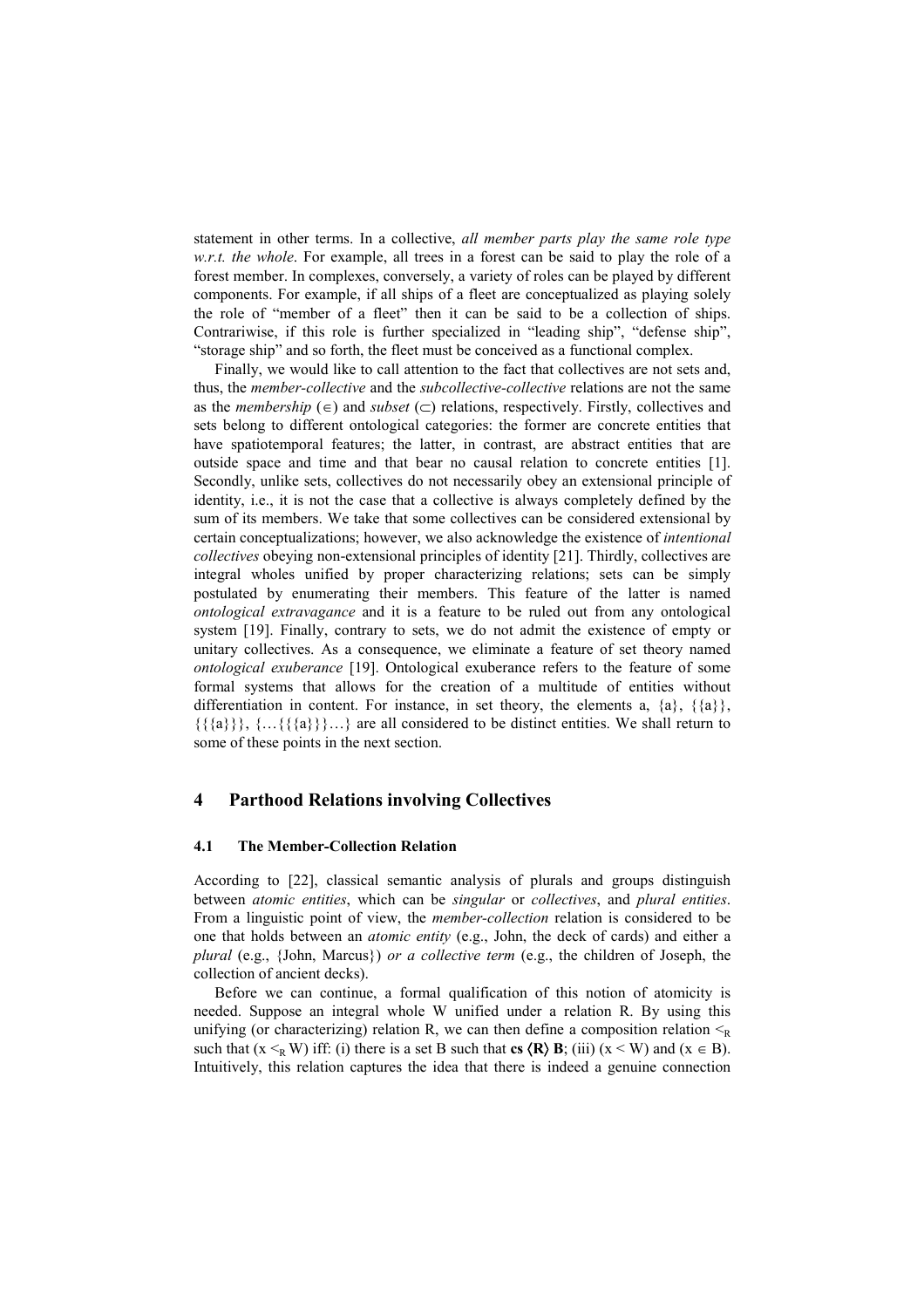statement in other terms. In a collective, *all member parts play the same role type w.r.t. the whole*. For example, all trees in a forest can be said to play the role of a forest member. In complexes, conversely, a variety of roles can be played by different components. For example, if all ships of a fleet are conceptualized as playing solely the role of "member of a fleet" then it can be said to be a collection of ships. Contrariwise, if this role is further specialized in "leading ship", "defense ship", "storage ship" and so forth, the fleet must be conceived as a functional complex.

Finally, we would like to call attention to the fact that collectives are not sets and, thus, the *member-collective* and the *subcollective-collective* relations are not the same as the *membership* ($\in$) and *subset* ($\subset$) relations, respectively. Firstly, collectives and sets belong to different ontological categories: the former are concrete entities that have spatiotemporal features; the latter, in contrast, are abstract entities that are outside space and time and that bear no causal relation to concrete entities [1]. Secondly, unlike sets, collectives do not necessarily obey an extensional principle of identity, i.e., it is not the case that a collective is always completely defined by the sum of its members. We take that some collectives can be considered extensional by certain conceptualizations; however, we also acknowledge the existence of *intentional collectives* obeying non-extensional principles of identity [21]. Thirdly, collectives are integral wholes unified by proper characterizing relations; sets can be simply postulated by enumerating their members. This feature of the latter is named *ontological extravagance* and it is a feature to be ruled out from any ontological system [19]. Finally, contrary to sets, we do not admit the existence of empty or unitary collectives. As a consequence, we eliminate a feature of set theory named *ontological exuberance* [19]. Ontological exuberance refers to the feature of some formal systems that allows for the creation of a multitude of entities without differentiation in content. For instance, in set theory, the elements a, {a}, {{a}}, {{{a}}}, {…{{{a}}}…} are all considered to be distinct entities. We shall return to some of these points in the next section.

## 4 Parthood Relations involving Collectives

### 4.1 The Member-Collection Relation

According to [22], classical semantic analysis of plurals and groups distinguish between *atomic entities*, which can be *singular* or *collectives*, and *plural entities*. From a linguistic point of view, the *member-collection* relation is considered to be one that holds between an *atomic entity* (e.g., John, the deck of cards) and either a *plural* (e.g., {John, Marcus}) *or a collective term* (e.g., the children of Joseph, the collection of ancient decks).

Before we can continue, a formal qualification of this notion of atomicity is needed. Suppose an integral whole W unified under a relation R. By using this unifying (or characterizing) relation R, we can then define a composition relation $<_R$ such that ($x <_R W$) iff: (i) there is a set B such that **cs** $\langle$**R**$\rangle$ **B**; (iii) ($x < W$) and ($x \in B$). Intuitively, this relation captures the idea that there is indeed a genuine connection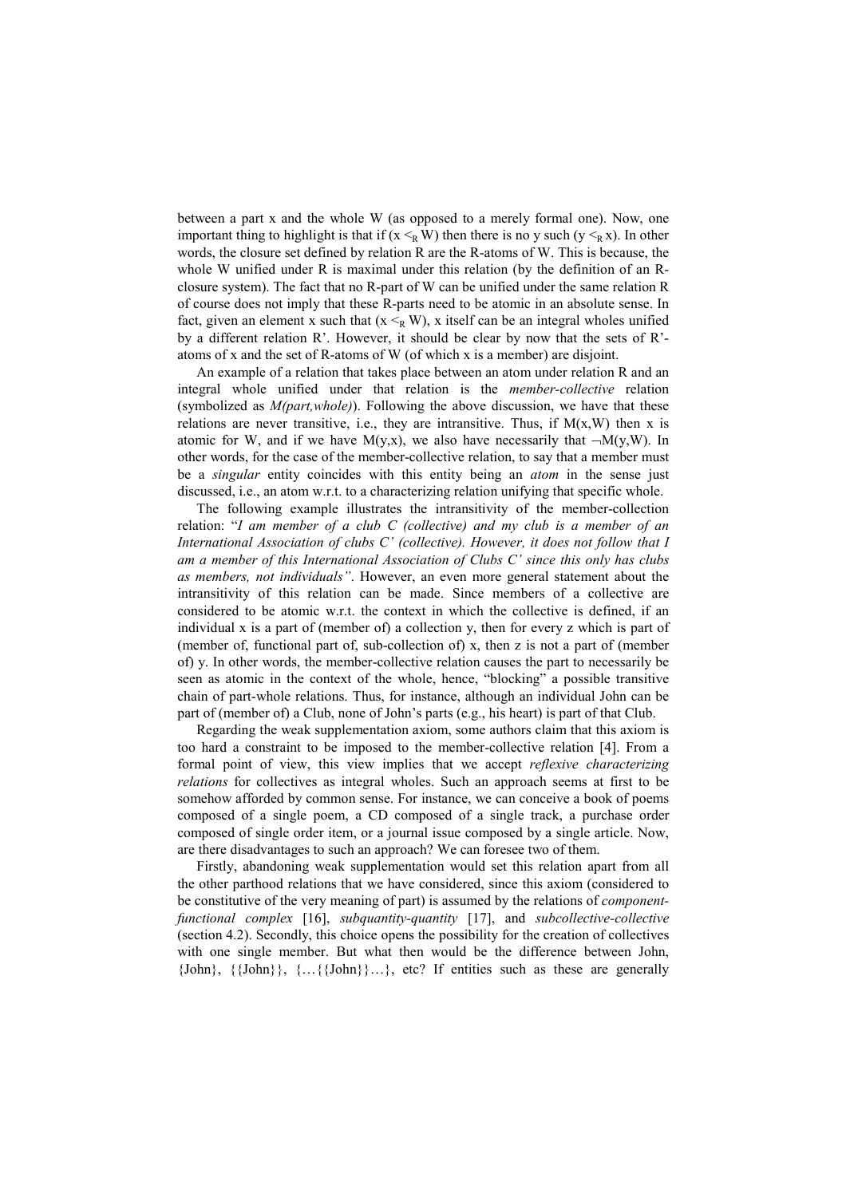between a part x and the whole W (as opposed to a merely formal one). Now, one important thing to highlight is that if $(x <_R W)$ then there is no y such $(y <_R x)$. In other words, the closure set defined by relation R are the R-atoms of W. This is because, the whole W unified under R is maximal under this relation (by the definition of an R-closure system). The fact that no R-part of W can be unified under the same relation R of course does not imply that these R-parts need to be atomic in an absolute sense. In fact, given an element x such that $(x <_R W)$, x itself can be an integral wholes unified by a different relation R'. However, it should be clear by now that the sets of R'-atoms of x and the set of R-atoms of W (of which x is a member) are disjoint.

An example of a relation that takes place between an atom under relation R and an integral whole unified under that relation is the *member-collective* relation (symbolized as *M(part,whole)*). Following the above discussion, we have that these relations are never transitive, i.e., they are intransitive. Thus, if $M(x,W)$ then x is atomic for W, and if we have $M(y,x)$, we also have necessarily that $\neg M(y,W)$. In other words, for the case of the member-collective relation, to say that a member must be a *singular* entity coincides with this entity being an *atom* in the sense just discussed, i.e., an atom w.r.t. to a characterizing relation unifying that specific whole.

The following example illustrates the intransitivity of the member-collection relation: "*I am member of a club C (collective) and my club is a member of an International Association of clubs C' (collective). However, it does not follow that I am a member of this International Association of Clubs C' since this only has clubs as members, not individuals"*. However, an even more general statement about the intransitivity of this relation can be made. Since members of a collective are considered to be atomic w.r.t. the context in which the collective is defined, if an individual x is a part of (member of) a collection y, then for every z which is part of (member of, functional part of, sub-collection of) x, then z is not a part of (member of) y. In other words, the member-collective relation causes the part to necessarily be seen as atomic in the context of the whole, hence, "blocking" a possible transitive chain of part-whole relations. Thus, for instance, although an individual John can be part of (member of) a Club, none of John's parts (e.g., his heart) is part of that Club.

Regarding the weak supplementation axiom, some authors claim that this axiom is too hard a constraint to be imposed to the member-collective relation [4]. From a formal point of view, this view implies that we accept *reflexive characterizing relations* for collectives as integral wholes. Such an approach seems at first to be somehow afforded by common sense. For instance, we can conceive a book of poems composed of a single poem, a CD composed of a single track, a purchase order composed of single order item, or a journal issue composed by a single article. Now, are there disadvantages to such an approach? We can foresee two of them.

Firstly, abandoning weak supplementation would set this relation apart from all the other parthood relations that we have considered, since this axiom (considered to be constitutive of the very meaning of part) is assumed by the relations of *component-functional complex* [16], *subquantity-quantity* [17], and *subcollective-collective* (section 4.2). Secondly, this choice opens the possibility for the creation of collectives with one single member. But what then would be the difference between John, {John}, {{John}}, {…{{John}}…}, etc? If entities such as these are generally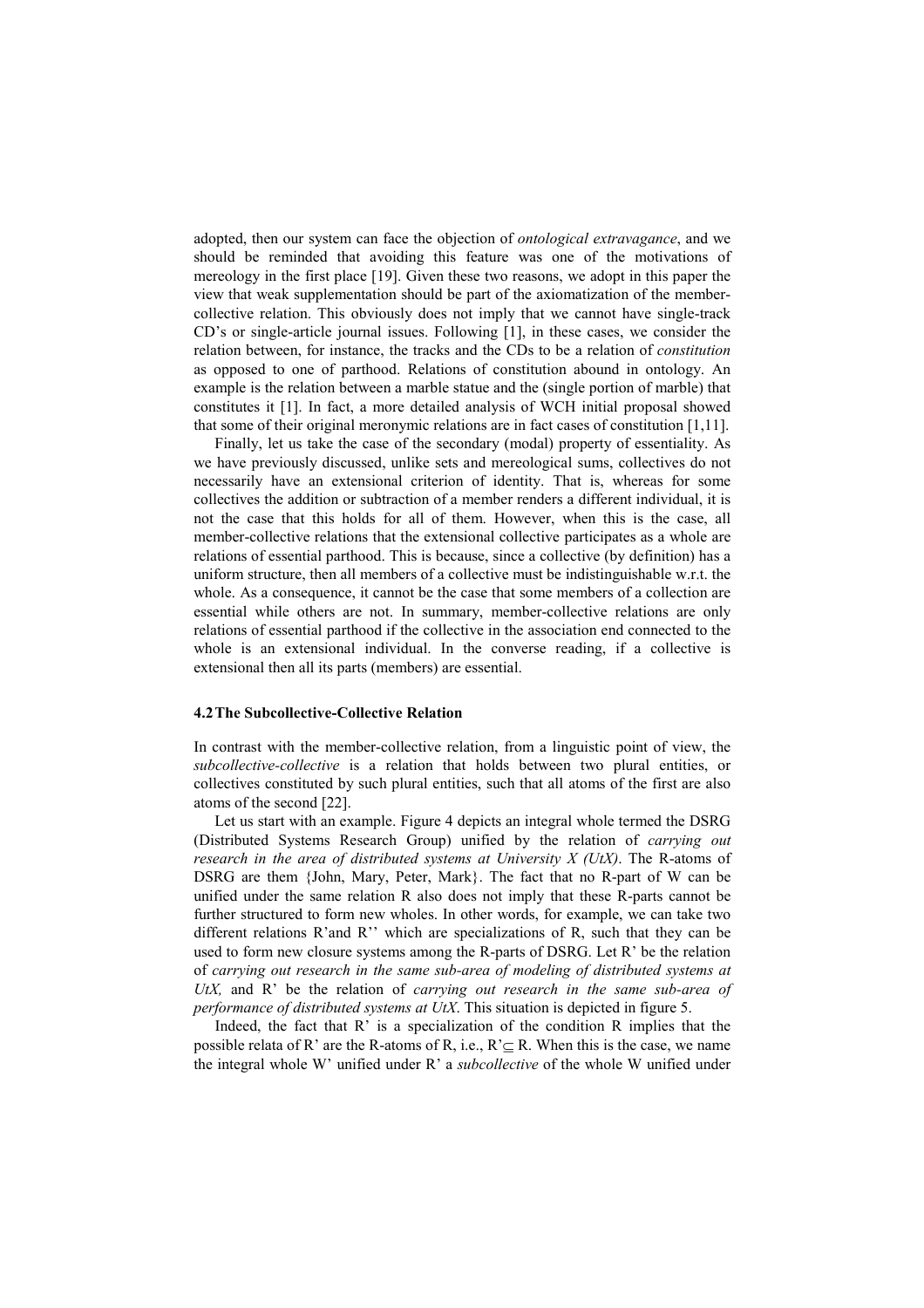adopted, then our system can face the objection of *ontological extravagance*, and we should be reminded that avoiding this feature was one of the motivations of mereology in the first place [19]. Given these two reasons, we adopt in this paper the view that weak supplementation should be part of the axiomatization of the member-collective relation. This obviously does not imply that we cannot have single-track CD's or single-article journal issues. Following [1], in these cases, we consider the relation between, for instance, the tracks and the CDs to be a relation of *constitution* as opposed to one of parthood. Relations of constitution abound in ontology. An example is the relation between a marble statue and the (single portion of marble) that constitutes it [1]. In fact, a more detailed analysis of WCH initial proposal showed that some of their original meronymic relations are in fact cases of constitution [1,11].

Finally, let us take the case of the secondary (modal) property of essentiality. As we have previously discussed, unlike sets and mereological sums, collectives do not necessarily have an extensional criterion of identity. That is, whereas for some collectives the addition or subtraction of a member renders a different individual, it is not the case that this holds for all of them. However, when this is the case, all member-collective relations that the extensional collective participates as a whole are relations of essential parthood. This is because, since a collective (by definition) has a uniform structure, then all members of a collective must be indistinguishable w.r.t. the whole. As a consequence, it cannot be the case that some members of a collection are essential while others are not. In summary, member-collective relations are only relations of essential parthood if the collective in the association end connected to the whole is an extensional individual. In the converse reading, if a collective is extensional then all its parts (members) are essential.

### 4.2 The Subcollective-Collective Relation

In contrast with the member-collective relation, from a linguistic point of view, the *subcollective-collective* is a relation that holds between two plural entities, or collectives constituted by such plural entities, such that all atoms of the first are also atoms of the second [22].

Let us start with an example. Figure 4 depicts an integral whole termed the DSRG (Distributed Systems Research Group) unified by the relation of *carrying out research in the area of distributed systems at University X (UtX)*. The R-atoms of DSRG are them {John, Mary, Peter, Mark}. The fact that no R-part of W can be unified under the same relation R also does not imply that these R-parts cannot be further structured to form new wholes. In other words, for example, we can take two different relations R'and R'' which are specializations of R, such that they can be used to form new closure systems among the R-parts of DSRG. Let R' be the relation of *carrying out research in the same sub-area of modeling of distributed systems at UtX,* and R' be the relation of *carrying out research in the same sub-area of performance of distributed systems at UtX*. This situation is depicted in figure 5.

Indeed, the fact that R' is a specialization of the condition R implies that the possible relata of R' are the R-atoms of R, i.e., $R' \subseteq R$. When this is the case, we name the integral whole W' unified under R' a *subcollective* of the whole W unified under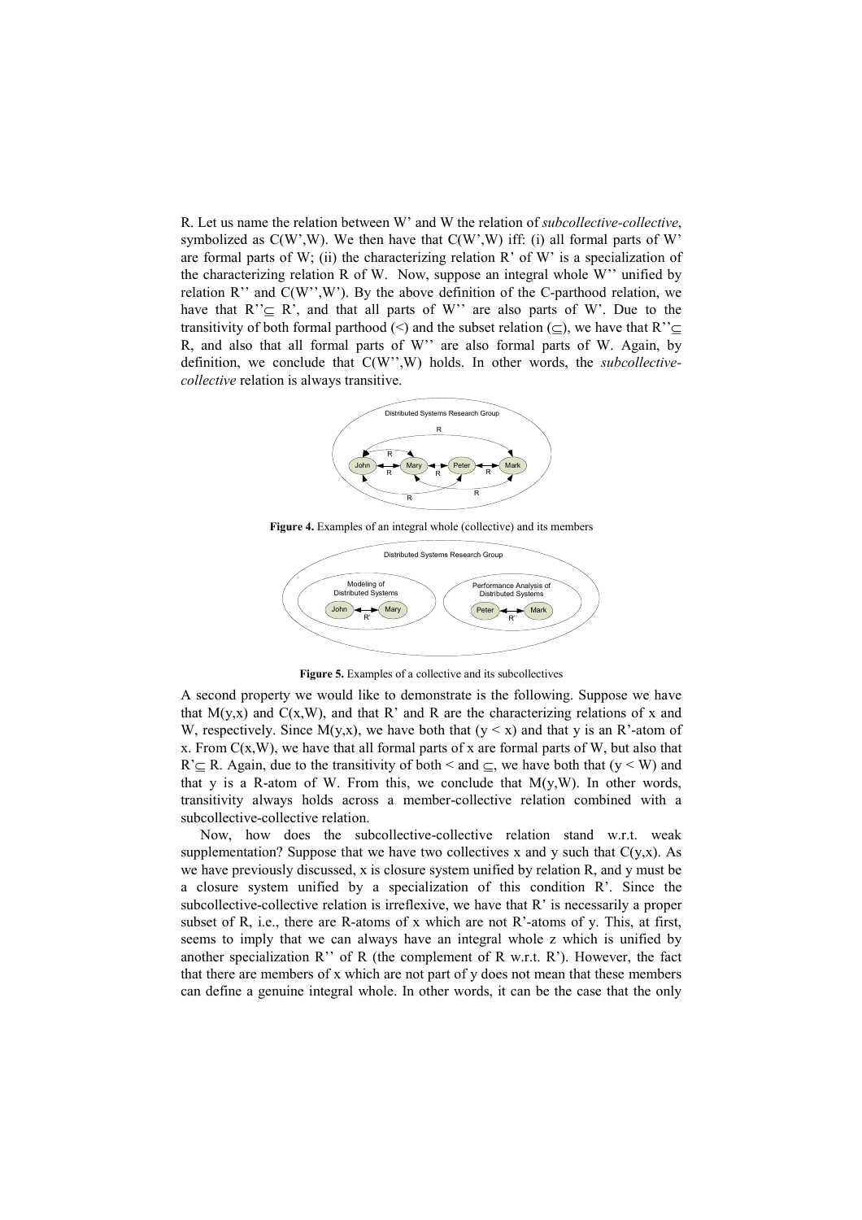R. Let us name the relation between W' and W the relation of *subcollective-collective*, symbolized as C(W',W). We then have that C(W',W) iff: (i) all formal parts of W' are formal parts of W; (ii) the characterizing relation R' of W' is a specialization of the characterizing relation R of W. Now, suppose an integral whole W'' unified by relation R'' and C(W'',W'). By the above definition of the C-parthood relation, we have that $R'' \subseteq R'$, and that all parts of W'' are also parts of W'. Due to the transitivity of both formal parthood (<) and the subset relation ($\subseteq$), we have that $R'' \subseteq R$, and also that all formal parts of W'' are also formal parts of W. Again, by definition, we conclude that C(W'',W) holds. In other words, the *subcollective-collective* relation is always transitive.

Distributed Systems Research Group
R
R
John
Mary
Peter
Mark
R
R
R
R
R

**Figure 4.** Examples of an integral whole (collective) and its members

Distributed Systems Research Group
Modeling of Distributed Systems
John
Mary
R'
Performance Analysis of Distributed Systems
Peter
Mark
R''

**Figure 5.** Examples of a collective and its subcollectives

A second property we would like to demonstrate is the following. Suppose we have that M(y,x) and C(x,W), and that R' and R are the characterizing relations of x and W, respectively. Since M(y,x), we have both that $(y < x)$ and that y is an R'-atom of x. From C(x,W), we have that all formal parts of x are formal parts of W, but also that $R' \subseteq R$. Again, due to the transitivity of both < and $\subseteq$, we have both that $(y < W)$ and that y is a R-atom of W. From this, we conclude that M(y,W). In other words, transitivity always holds across a member-collective relation combined with a subcollective-collective relation.

Now, how does the subcollective-collective relation stand w.r.t. weak supplementation? Suppose that we have two collectives x and y such that C(y,x). As we have previously discussed, x is closure system unified by relation R, and y must be a closure system unified by a specialization of this condition R'. Since the subcollective-collective relation is irreflexive, we have that R' is necessarily a proper subset of R, i.e., there are R-atoms of x which are not R'-atoms of y. This, at first, seems to imply that we can always have an integral whole z which is unified by another specialization R'' of R (the complement of R w.r.t. R'). However, the fact that there are members of x which are not part of y does not mean that these members can define a genuine integral whole. In other words, it can be the case that the only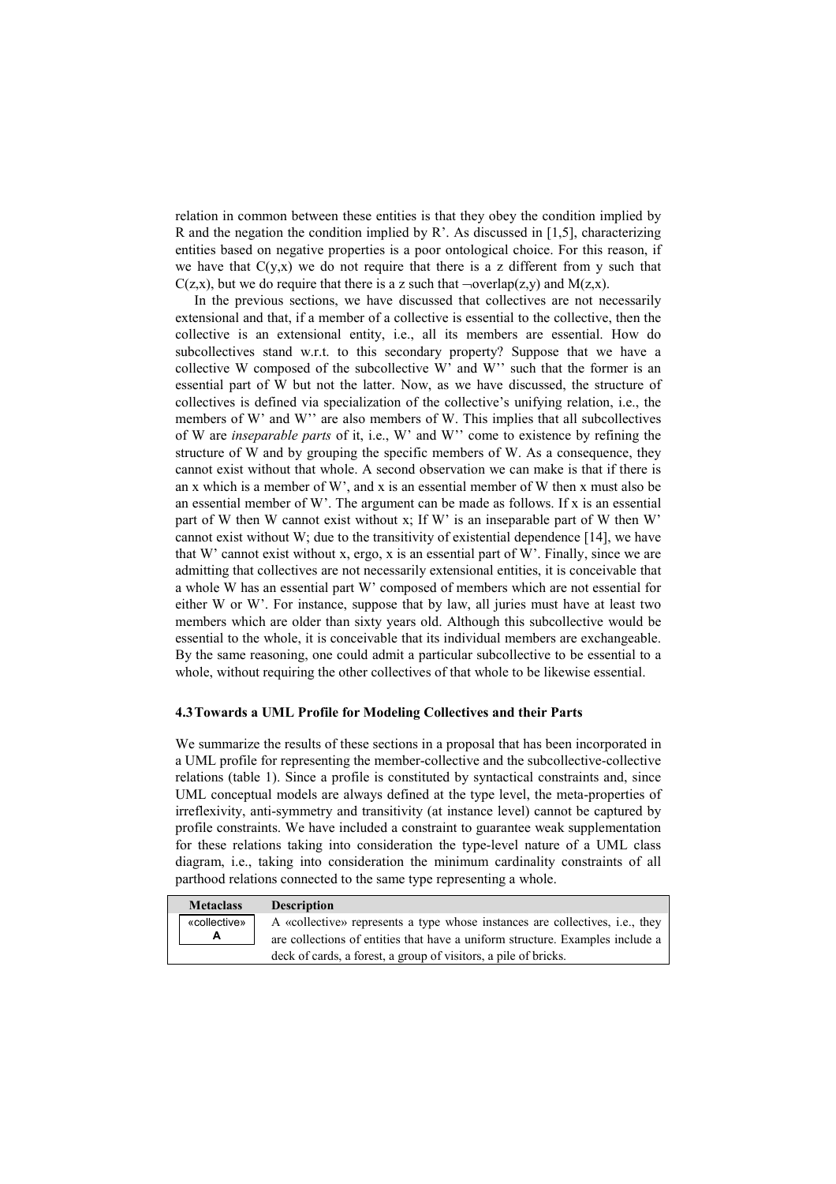relation in common between these entities is that they obey the condition implied by R and the negation the condition implied by R'. As discussed in [1,5], characterizing entities based on negative properties is a poor ontological choice. For this reason, if we have that C(y,x) we do not require that there is a z different from y such that C(z,x), but we do require that there is a z such that ¬overlap(z,y) and M(z,x).

In the previous sections, we have discussed that collectives are not necessarily extensional and that, if a member of a collective is essential to the collective, then the collective is an extensional entity, i.e., all its members are essential. How do subcollectives stand w.r.t. to this secondary property? Suppose that we have a collective W composed of the subcollective W' and W'' such that the former is an essential part of W but not the latter. Now, as we have discussed, the structure of collectives is defined via specialization of the collective's unifying relation, i.e., the members of W' and W'' are also members of W. This implies that all subcollectives of W are *inseparable parts* of it, i.e., W' and W'' come to existence by refining the structure of W and by grouping the specific members of W. As a consequence, they cannot exist without that whole. A second observation we can make is that if there is an x which is a member of W', and x is an essential member of W then x must also be an essential member of W'. The argument can be made as follows. If x is an essential part of W then W cannot exist without x; If W' is an inseparable part of W then W' cannot exist without W; due to the transitivity of existential dependence [14], we have that W' cannot exist without x, ergo, x is an essential part of W'. Finally, since we are admitting that collectives are not necessarily extensional entities, it is conceivable that a whole W has an essential part W' composed of members which are not essential for either W or W'. For instance, suppose that by law, all juries must have at least two members which are older than sixty years old. Although this subcollective would be essential to the whole, it is conceivable that its individual members are exchangeable. By the same reasoning, one could admit a particular subcollective to be essential to a whole, without requiring the other collectives of that whole to be likewise essential.

### 4.3 Towards a UML Profile for Modeling Collectives and their Parts

We summarize the results of these sections in a proposal that has been incorporated in a UML profile for representing the member-collective and the subcollective-collective relations (table 1). Since a profile is constituted by syntactical constraints and, since UML conceptual models are always defined at the type level, the meta-properties of irreflexivity, anti-symmetry and transitivity (at instance level) cannot be captured by profile constraints. We have included a constraint to guarantee weak supplementation for these relations taking into consideration the type-level nature of a UML class diagram, i.e., taking into consideration the minimum cardinality constraints of all parthood relations connected to the same type representing a whole.

| Metaclass | Description |
|---|---|
| «collective» A | A «collective» represents a type whose instances are collectives, i.e., they are collections of entities that have a uniform structure. Examples include a deck of cards, a forest, a group of visitors, a pile of bricks. |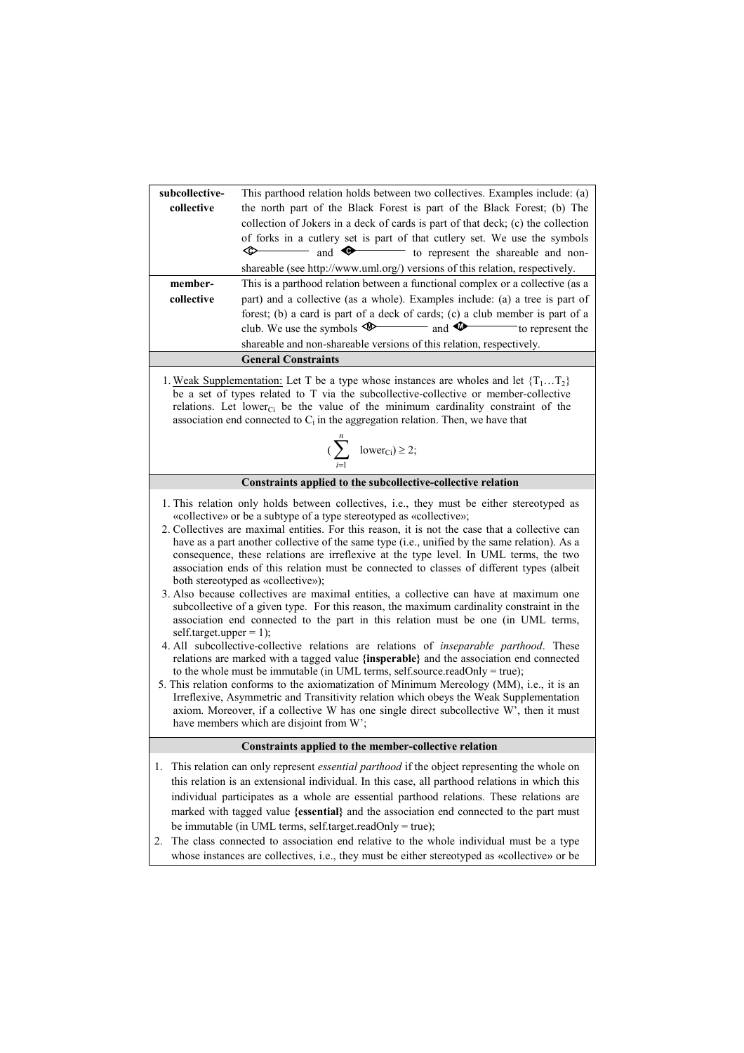| | |
|---|---|
| **subcollective-collective** | This parthood relation holds between two collectives. Examples include: (a) the north part of the Black Forest is part of the Black Forest; (b) The collection of Jokers in a deck of cards is part of that deck; (c) the collection of forks in a cutlery set is part of that cutlery set. We use the symbols ◇C——— and ◆C——— to represent the shareable and non-shareable (see http://www.uml.org/) versions of this relation, respectively. |
| **member-collective** | This is a parthood relation between a functional complex or a collective (as a part) and a collective (as a whole). Examples include: (a) a tree is part of forest; (b) a card is part of a deck of cards; (c) a club member is part of a club. We use the symbols ◇M——— and ◆M——— to represent the shareable and non-shareable versions of this relation, respectively. |

**General Constraints**

1. Weak Supplementation: Let T be a type whose instances are wholes and let $\{T_1 \ldots T_2\}$ be a set of types related to T via the subcollective-collective or member-collective relations. Let $lower_{Ci}$ be the value of the minimum cardinality constraint of the association end connected to $C_i$ in the aggregation relation. Then, we have that

$$\left(\sum_{i=1}^{n} lower_{Ci}\right) \geq 2;$$

**Constraints applied to the subcollective-collective relation**

1. This relation only holds between collectives, i.e., they must be either stereotyped as «collective» or be a subtype of a type stereotyped as «collective»;
2. Collectives are maximal entities. For this reason, it is not the case that a collective can have as a part another collective of the same type (i.e., unified by the same relation). As a consequence, these relations are irreflexive at the type level. In UML terms, the two association ends of this relation must be connected to classes of different types (albeit both stereotyped as «collective»);
3. Also because collectives are maximal entities, a collective can have at maximum one subcollective of a given type. For this reason, the maximum cardinality constraint in the association end connected to the part in this relation must be one (in UML terms, self.target.upper = 1);
4. All subcollective-collective relations are relations of *inseparable parthood*. These relations are marked with a tagged value **{insperable}** and the association end connected to the whole must be immutable (in UML terms, self.source.readOnly = true);
5. This relation conforms to the axiomatization of Minimum Mereology (MM), i.e., it is an Irreflexive, Asymmetric and Transitivity relation which obeys the Weak Supplementation axiom. Moreover, if a collective W has one single direct subcollective W', then it must have members which are disjoint from W';

**Constraints applied to the member-collective relation**

1. This relation can only represent *essential parthood* if the object representing the whole on this relation is an extensional individual. In this case, all parthood relations in which this individual participates as a whole are essential parthood relations. These relations are marked with tagged value **{essential}** and the association end connected to the part must be immutable (in UML terms, self.target.readOnly = true);
2. The class connected to association end relative to the whole individual must be a type whose instances are collectives, i.e., they must be either stereotyped as «collective» or be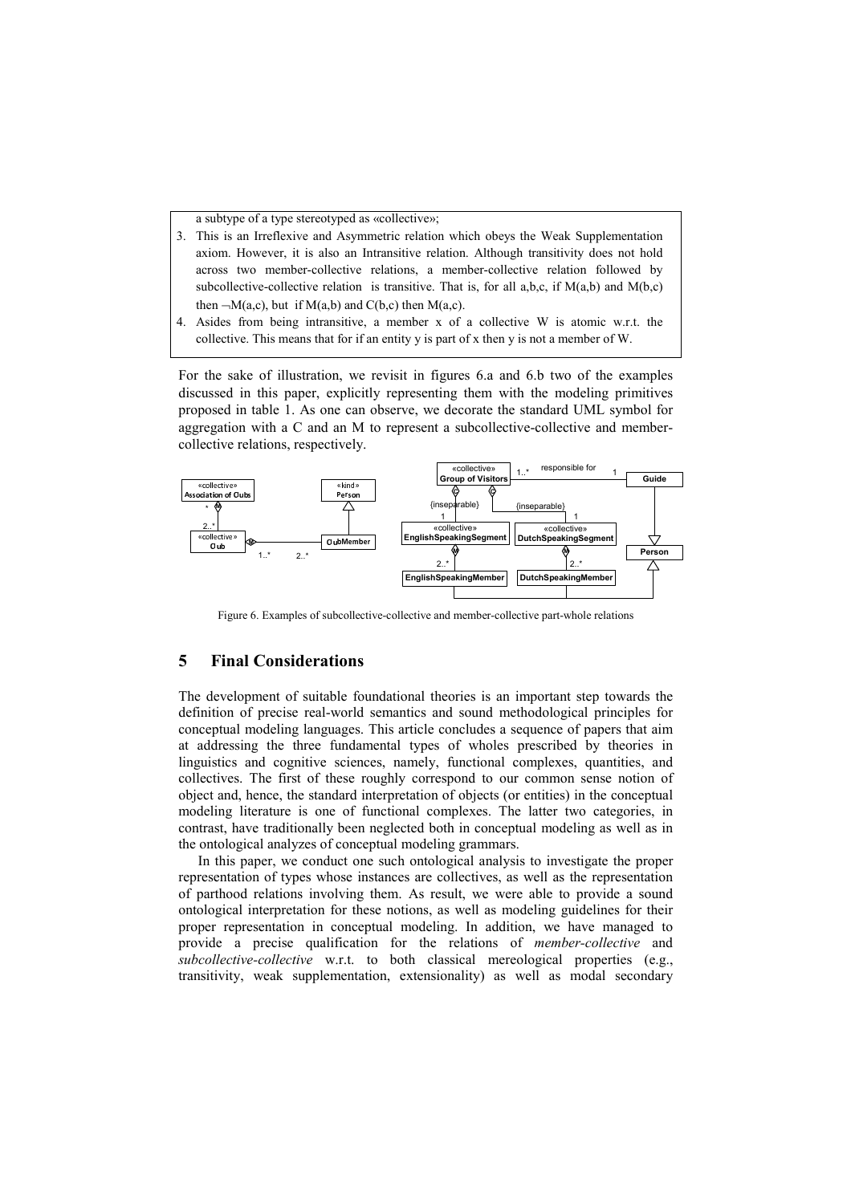a subtype of a type stereotyped as «collective»;

3. This is an Irreflexive and Asymmetric relation which obeys the Weak Supplementation axiom. However, it is also an Intransitive relation. Although transitivity does not hold across two member-collective relations, a member-collective relation followed by subcollective-collective relation is transitive. That is, for all a,b,c, if M(a,b) and M(b,c) then $\neg$M(a,c), but if M(a,b) and C(b,c) then M(a,c).
4. Asides from being intransitive, a member x of a collective W is atomic w.r.t. the collective. This means that for if an entity y is part of x then y is not a member of W.

For the sake of illustration, we revisit in figures 6.a and 6.b two of the examples discussed in this paper, explicitly representing them with the modeling primitives proposed in table 1. As one can observe, we decorate the standard UML symbol for aggregation with a C and an M to represent a subcollective-collective and member-collective relations, respectively.

«collective»
Association of Clubs
*
2..*
«collective»
Club
1..*
2..*
«kind»
Person
ClubMember

«collective»
Group of Visitors
1..*
responsible for
1
Guide
{inseparable}
{inseparable}
1
1
«collective»
EnglishSpeakingSegment
«collective»
DutchSpeakingSegment
Person
2..*
2..*
EnglishSpeakingMember
DutchSpeakingMember

Figure 6. Examples of subcollective-collective and member-collective part-whole relations

## 5 Final Considerations

The development of suitable foundational theories is an important step towards the definition of precise real-world semantics and sound methodological principles for conceptual modeling languages. This article concludes a sequence of papers that aim at addressing the three fundamental types of wholes prescribed by theories in linguistics and cognitive sciences, namely, functional complexes, quantities, and collectives. The first of these roughly correspond to our common sense notion of object and, hence, the standard interpretation of objects (or entities) in the conceptual modeling literature is one of functional complexes. The latter two categories, in contrast, have traditionally been neglected both in conceptual modeling as well as in the ontological analyzes of conceptual modeling grammars.

In this paper, we conduct one such ontological analysis to investigate the proper representation of types whose instances are collectives, as well as the representation of parthood relations involving them. As result, we were able to provide a sound ontological interpretation for these notions, as well as modeling guidelines for their proper representation in conceptual modeling. In addition, we have managed to provide a precise qualification for the relations of *member-collective* and *subcollective-collective* w.r.t. to both classical mereological properties (e.g., transitivity, weak supplementation, extensionality) as well as modal secondary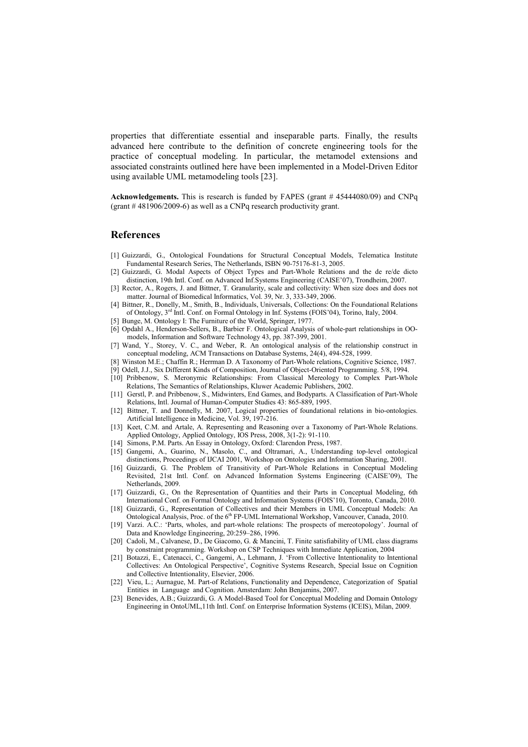properties that differentiate essential and inseparable parts. Finally, the results advanced here contribute to the definition of concrete engineering tools for the practice of conceptual modeling. In particular, the metamodel extensions and associated constraints outlined here have been implemented in a Model-Driven Editor using available UML metamodeling tools [23].

**Acknowledgements.** This is research is funded by FAPES (grant # 45444080/09) and CNPq (grant # 481906/2009-6) as well as a CNPq research productivity grant.

## References

[1] Guizzardi, G., Ontological Foundations for Structural Conceptual Models, Telematica Institute Fundamental Research Series, The Netherlands, ISBN 90-75176-81-3, 2005.

[2] Guizzardi, G. Modal Aspects of Object Types and Part-Whole Relations and the de re/de dicto distinction, 19th Intl. Conf. on Advanced Inf.Systems Engineering (CAISE'07), Trondheim, 2007.

[3] Rector, A., Rogers, J. and Bittner, T. Granularity, scale and collectivity: When size does and does not matter. Journal of Biomedical Informatics, Vol. 39, Nr. 3, 333-349, 2006.

[4] Bittner, R., Donelly, M., Smith, B., Individuals, Universals, Collections: On the Foundational Relations of Ontology, 3rd Intl. Conf. on Formal Ontology in Inf. Systems (FOIS'04), Torino, Italy, 2004.

[5] Bunge, M. Ontology I: The Furniture of the World, Springer, 1977.

[6] Opdahl A., Henderson-Sellers, B., Barbier F. Ontological Analysis of whole-part relationships in OO-models, Information and Software Technology 43, pp. 387-399, 2001.

[7] Wand, Y., Storey, V. C., and Weber, R. An ontological analysis of the relationship construct in conceptual modeling, ACM Transactions on Database Systems, 24(4), 494-528, 1999.

[8] Winston M.E.; Chaffin R.; Herrman D. A Taxonomy of Part-Whole relations, Cognitive Science, 1987.

[9] Odell, J.J., Six Different Kinds of Composition, Journal of Object-Oriented Programming. 5/8, 1994.

[10] Pribbenow, S. Meronymic Relationships: From Classical Mereology to Complex Part-Whole Relations, The Semantics of Relationships, Kluwer Academic Publishers, 2002.

[11] Gerstl, P. and Pribbenow, S., Midwinters, End Games, and Bodyparts. A Classification of Part-Whole Relations, Intl. Journal of Human-Computer Studies 43: 865-889, 1995.

[12] Bittner, T. and Donnelly, M. 2007, Logical properties of foundational relations in bio-ontologies. Artificial Intelligence in Medicine, Vol. 39, 197-216.

[13] Keet, C.M. and Artale, A. Representing and Reasoning over a Taxonomy of Part-Whole Relations. Applied Ontology, Applied Ontology, IOS Press, 2008, 3(1-2): 91-110.

[14] Simons, P.M. Parts. An Essay in Ontology, Oxford: Clarendon Press, 1987.

[15] Gangemi, A., Guarino, N., Masolo, C., and Oltramari, A., Understanding top-level ontological distinctions, Proceedings of IJCAI 2001, Workshop on Ontologies and Information Sharing, 2001.

[16] Guizzardi, G. The Problem of Transitivity of Part-Whole Relations in Conceptual Modeling Revisited, 21st Intl. Conf. on Advanced Information Systems Engineering (CAISE'09), The Netherlands, 2009.

[17] Guizzardi, G., On the Representation of Quantities and their Parts in Conceptual Modeling, 6th International Conf. on Formal Ontology and Information Systems (FOIS'10), Toronto, Canada, 2010.

[18] Guizzardi, G., Representation of Collectives and their Members in UML Conceptual Models: An Ontological Analysis, Proc. of the 6th FP-UML International Workshop, Vancouver, Canada, 2010.

[19] Varzi. A.C.: 'Parts, wholes, and part-whole relations: The prospects of mereotopology'. Journal of Data and Knowledge Engineering, 20:259–286, 1996.

[20] Cadoli, M., Calvanese, D., De Giacomo, G. & Mancini, T. Finite satisfiability of UML class diagrams by constraint programming. Workshop on CSP Techniques with Immediate Application, 2004

[21] Botazzi, E., Catenacci, C., Gangemi, A., Lehmann, J. 'From Collective Intentionality to Intentional Collectives: An Ontological Perspective', Cognitive Systems Research, Special Issue on Cognition and Collective Intentionality, Elsevier, 2006.

[22] Vieu, L.; Aurnague, M. Part-of Relations, Functionality and Dependence, Categorization of Spatial Entities in Language and Cognition. Amsterdam: John Benjamins, 2007.

[23] Benevides, A.B.; Guizzardi, G. A Model-Based Tool for Conceptual Modeling and Domain Ontology Engineering in OntoUML,11th Intl. Conf. on Enterprise Information Systems (ICEIS), Milan, 2009.